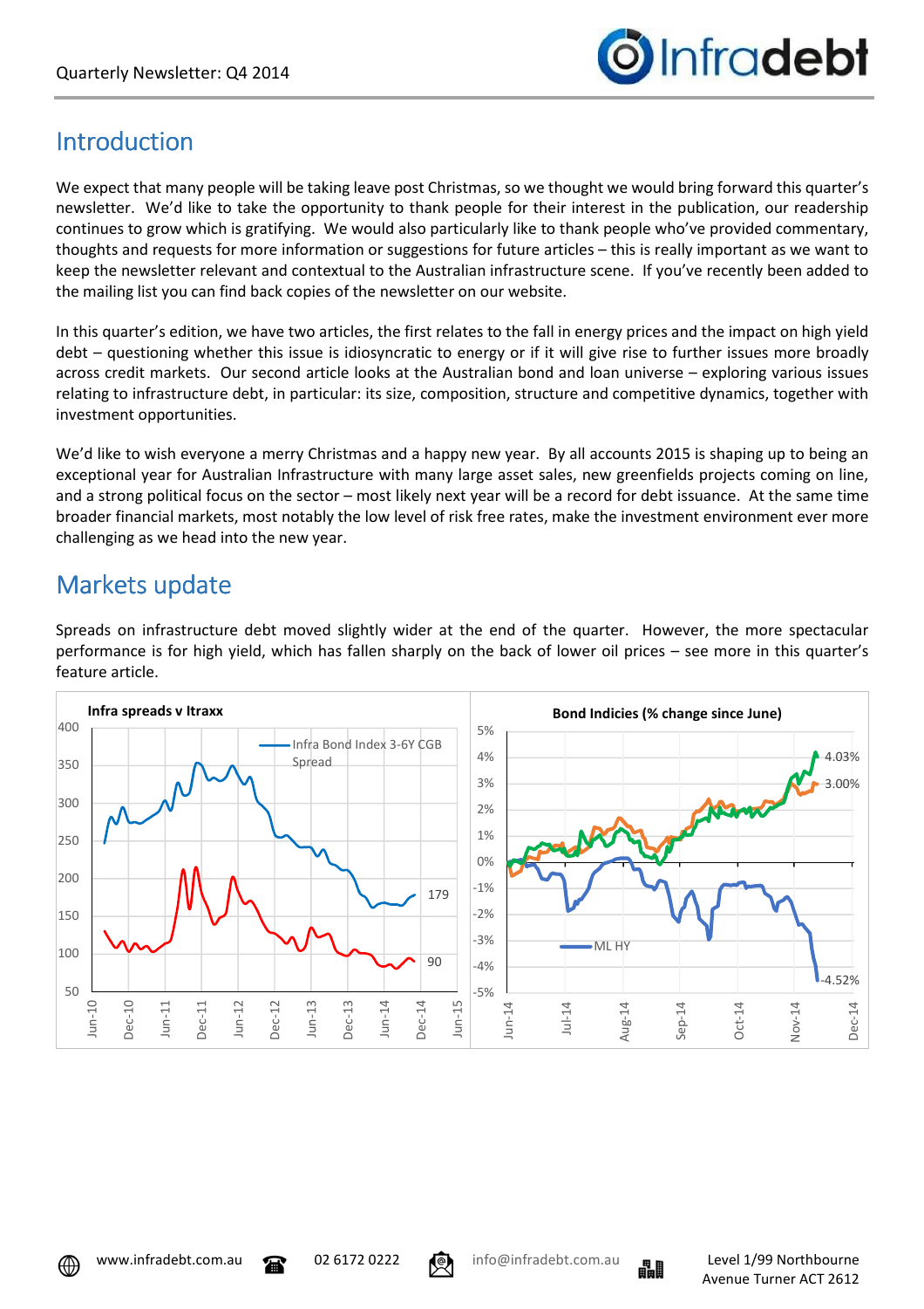# Introduction

We expect that many people will be taking leave post Christmas, so we thought we would bring forward this quarter's newsletter. We'd like to take the opportunity to thank people for their interest in the publication, our readership continues to grow which is gratifying. We would also particularly like to thank people who've provided commentary, thoughts and requests for more information or suggestions for future articles – this is really important as we want to keep the newsletter relevant and contextual to the Australian infrastructure scene. If you've recently been added to the mailing list you can find back copies of the newsletter on our website.

In this quarter's edition, we have two articles, the first relates to the fall in energy prices and the impact on high yield debt – questioning whether this issue is idiosyncratic to energy or if it will give rise to further issues more broadly across credit markets. Our second article looks at the Australian bond and loan universe – exploring various issues relating to infrastructure debt, in particular: its size, composition, structure and competitive dynamics, together with investment opportunities.

We'd like to wish everyone a merry Christmas and a happy new year. By all accounts 2015 is shaping up to being an exceptional year for Australian Infrastructure with many large asset sales, new greenfields projects coming on line, and a strong political focus on the sector – most likely next year will be a record for debt issuance. At the same time broader financial markets, most notably the low level of risk free rates, make the investment environment ever more challenging as we head into the new year.

# Markets update

Spreads on infrastructure debt moved slightly wider at the end of the quarter. However, the more spectacular performance is for high yield, which has fallen sharply on the back of lower oil prices – see more in this quarter's feature article.

**Infra spreads v Itraxx**

Infra Bond Index 3-6Y CGB Spread

**Bond Indicies (% change since June)**

ML HY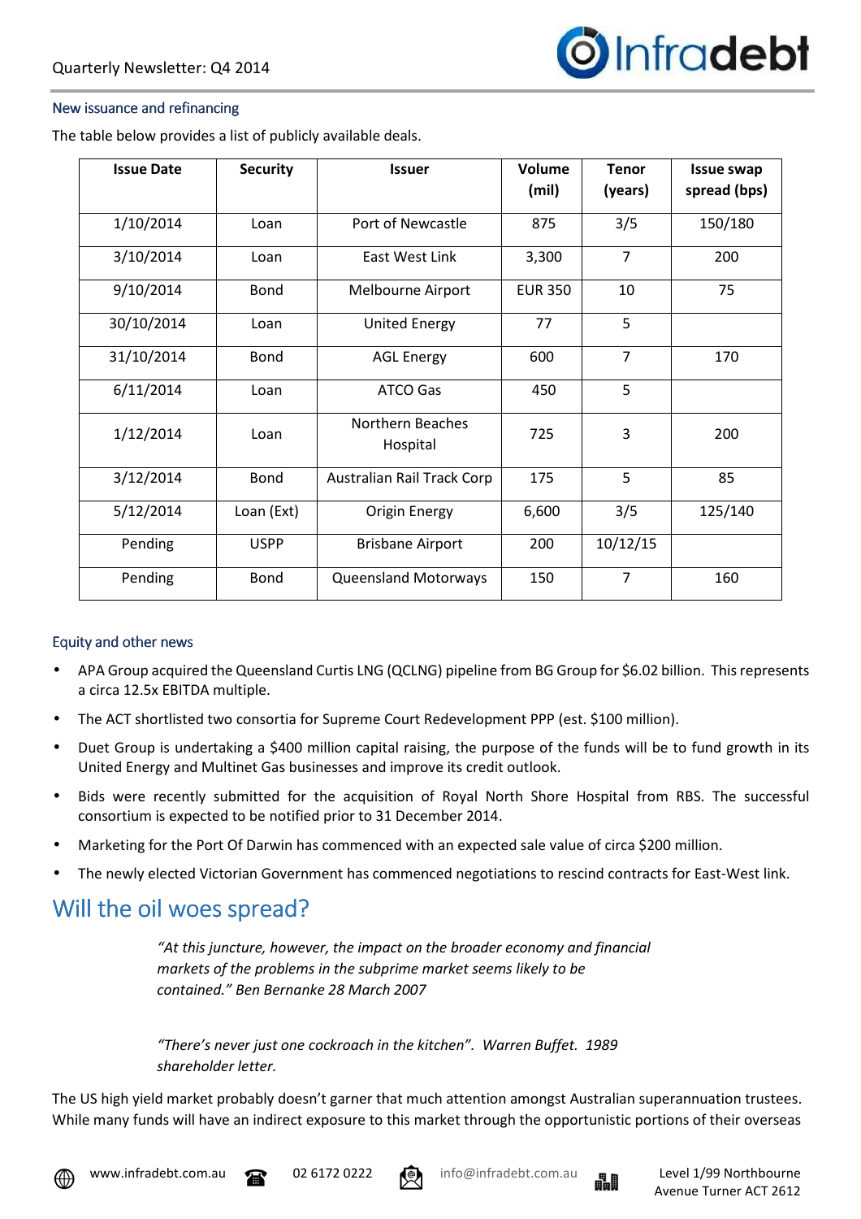## New issuance and refinancing

The table below provides a list of publicly available deals.

| Issue Date | Security | Issuer | Volume (mil) | Tenor (years) | Issue swap spread (bps) |
|---|---|---|---|---|---|
| 1/10/2014 | Loan | Port of Newcastle | 875 | 3/5 | 150/180 |
| 3/10/2014 | Loan | East West Link | 3,300 | 7 | 200 |
| 9/10/2014 | Bond | Melbourne Airport | EUR 350 | 10 | 75 |
| 30/10/2014 | Loan | United Energy | 77 | 5 | |
| 31/10/2014 | Bond | AGL Energy | 600 | 7 | 170 |
| 6/11/2014 | Loan | ATCO Gas | 450 | 5 | |
| 1/12/2014 | Loan | Northern Beaches Hospital | 725 | 3 | 200 |
| 3/12/2014 | Bond | Australian Rail Track Corp | 175 | 5 | 85 |
| 5/12/2014 | Loan (Ext) | Origin Energy | 6,600 | 3/5 | 125/140 |
| Pending | USPP | Brisbane Airport | 200 | 10/12/15 | |
| Pending | Bond | Queensland Motorways | 150 | 7 | 160 |

## Equity and other news

- APA Group acquired the Queensland Curtis LNG (QCLNG) pipeline from BG Group for $6.02 billion. This represents a circa 12.5x EBITDA multiple.
- The ACT shortlisted two consortia for Supreme Court Redevelopment PPP (est. $100 million).
- Duet Group is undertaking a $400 million capital raising, the purpose of the funds will be to fund growth in its United Energy and Multinet Gas businesses and improve its credit outlook.
- Bids were recently submitted for the acquisition of Royal North Shore Hospital from RBS. The successful consortium is expected to be notified prior to 31 December 2014.
- Marketing for the Port Of Darwin has commenced with an expected sale value of circa $200 million.
- The newly elected Victorian Government has commenced negotiations to rescind contracts for East-West link.

# Will the oil woes spread?

> *"At this juncture, however, the impact on the broader economy and financial markets of the problems in the subprime market seems likely to be contained." Ben Bernanke 28 March 2007*

> *"There's never just one cockroach in the kitchen". Warren Buffet. 1989 shareholder letter.*

The US high yield market probably doesn't garner that much attention amongst Australian superannuation trustees. While many funds will have an indirect exposure to this market through the opportunistic portions of their overseas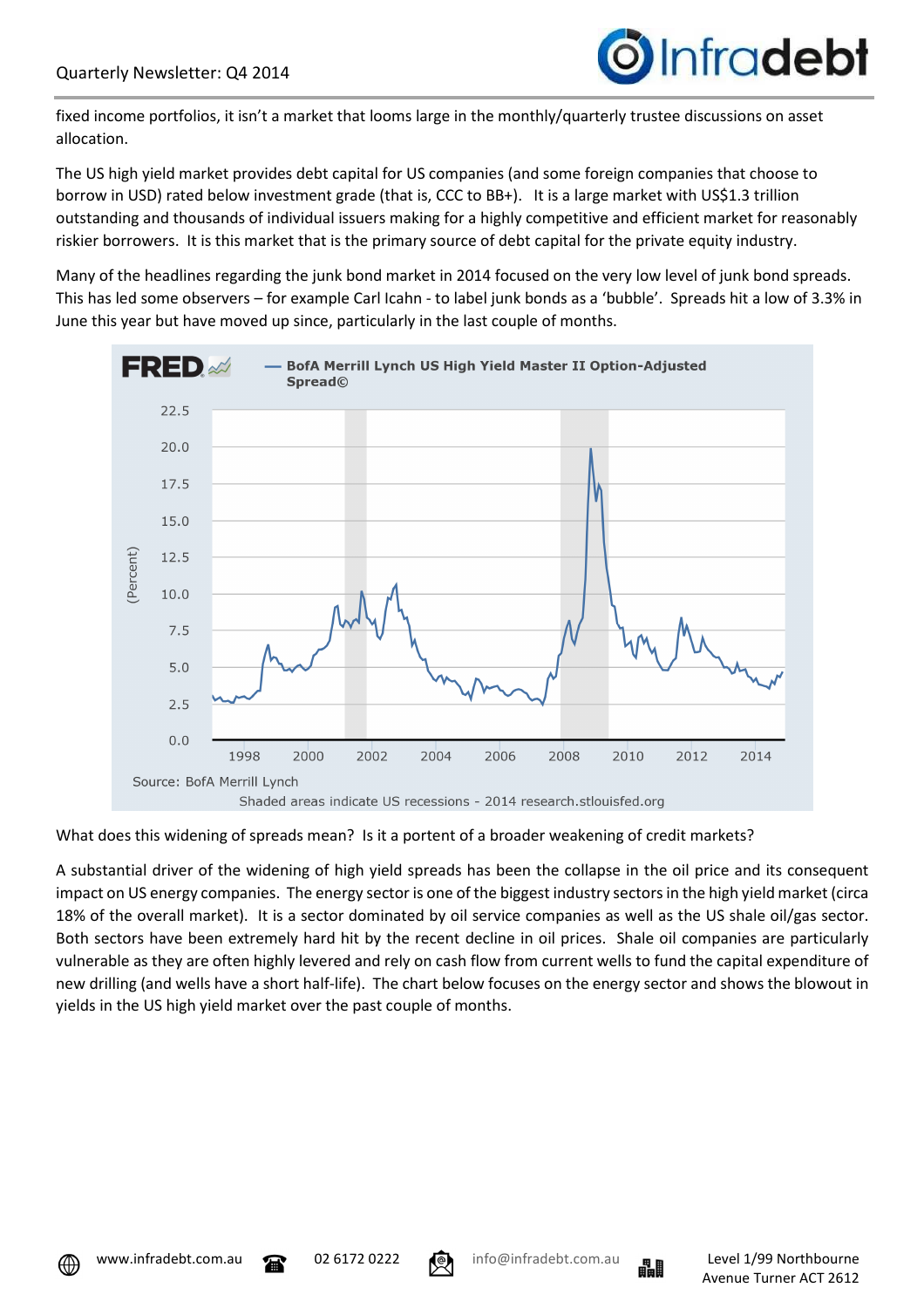fixed income portfolios, it isn't a market that looms large in the monthly/quarterly trustee discussions on asset allocation.

The US high yield market provides debt capital for US companies (and some foreign companies that choose to borrow in USD) rated below investment grade (that is, CCC to BB+). It is a large market with US$1.3 trillion outstanding and thousands of individual issuers making for a highly competitive and efficient market for reasonably riskier borrowers. It is this market that is the primary source of debt capital for the private equity industry.

Many of the headlines regarding the junk bond market in 2014 focused on the very low level of junk bond spreads. This has led some observers – for example Carl Icahn - to label junk bonds as a 'bubble'. Spreads hit a low of 3.3% in June this year but have moved up since, particularly in the last couple of months.

FRED — BofA Merrill Lynch US High Yield Master II Option-Adjusted Spread©

Source: BofA Merrill Lynch

Shaded areas indicate US recessions - 2014 research.stlouisfed.org

What does this widening of spreads mean? Is it a portent of a broader weakening of credit markets?

A substantial driver of the widening of high yield spreads has been the collapse in the oil price and its consequent impact on US energy companies. The energy sector is one of the biggest industry sectors in the high yield market (circa 18% of the overall market). It is a sector dominated by oil service companies as well as the US shale oil/gas sector. Both sectors have been extremely hard hit by the recent decline in oil prices. Shale oil companies are particularly vulnerable as they are often highly levered and rely on cash flow from current wells to fund the capital expenditure of new drilling (and wells have a short half-life). The chart below focuses on the energy sector and shows the blowout in yields in the US high yield market over the past couple of months.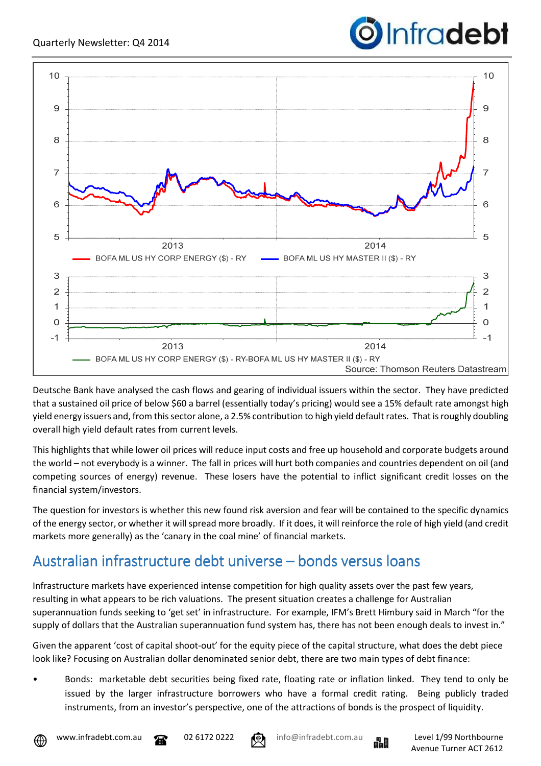BOFA ML US HY CORP ENERGY ($) - RY | BOFA ML US HY MASTER II ($) - RY

BOFA ML US HY CORP ENERGY ($) - RY-BOFA ML US HY MASTER II ($) - RY

Source: Thomson Reuters Datastream

Deutsche Bank have analysed the cash flows and gearing of individual issuers within the sector. They have predicted that a sustained oil price of below $60 a barrel (essentially today's pricing) would see a 15% default rate amongst high yield energy issuers and, from this sector alone, a 2.5% contribution to high yield default rates. That is roughly doubling overall high yield default rates from current levels.

This highlights that while lower oil prices will reduce input costs and free up household and corporate budgets around the world – not everybody is a winner. The fall in prices will hurt both companies and countries dependent on oil (and competing sources of energy) revenue. These losers have the potential to inflict significant credit losses on the financial system/investors.

The question for investors is whether this new found risk aversion and fear will be contained to the specific dynamics of the energy sector, or whether it will spread more broadly. If it does, it will reinforce the role of high yield (and credit markets more generally) as the 'canary in the coal mine' of financial markets.

## Australian infrastructure debt universe – bonds versus loans

Infrastructure markets have experienced intense competition for high quality assets over the past few years, resulting in what appears to be rich valuations. The present situation creates a challenge for Australian superannuation funds seeking to 'get set' in infrastructure. For example, IFM's Brett Himbury said in March "for the supply of dollars that the Australian superannuation fund system has, there has not been enough deals to invest in."

Given the apparent 'cost of capital shoot-out' for the equity piece of the capital structure, what does the debt piece look like? Focusing on Australian dollar denominated senior debt, there are two main types of debt finance:

- Bonds: marketable debt securities being fixed rate, floating rate or inflation linked. They tend to only be issued by the larger infrastructure borrowers who have a formal credit rating. Being publicly traded instruments, from an investor's perspective, one of the attractions of bonds is the prospect of liquidity.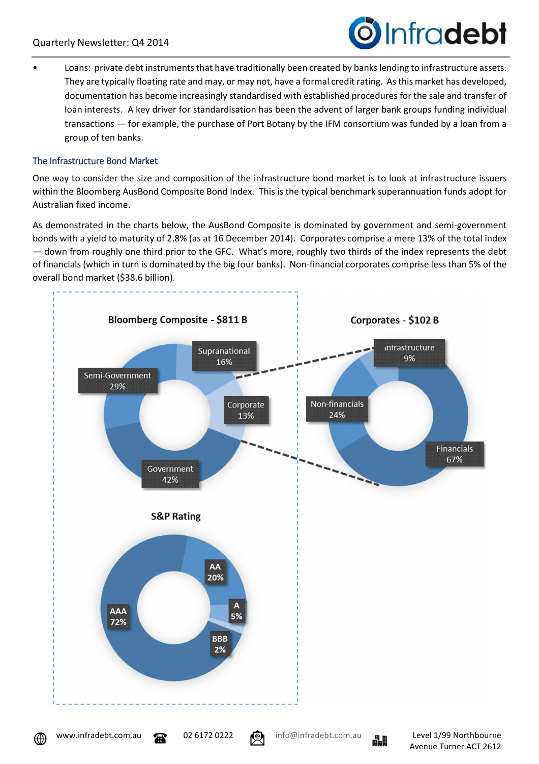- Loans: private debt instruments that have traditionally been created by banks lending to infrastructure assets. They are typically floating rate and may, or may not, have a formal credit rating. As this market has developed, documentation has become increasingly standardised with established procedures for the sale and transfer of loan interests. A key driver for standardisation has been the advent of larger bank groups funding individual transactions — for example, the purchase of Port Botany by the IFM consortium was funded by a loan from a group of ten banks.

## The Infrastructure Bond Market

One way to consider the size and composition of the infrastructure bond market is to look at infrastructure issuers within the Bloomberg AusBond Composite Bond Index. This is the typical benchmark superannuation funds adopt for Australian fixed income.

As demonstrated in the charts below, the AusBond Composite is dominated by government and semi-government bonds with a yield to maturity of 2.8% (as at 16 December 2014). Corporates comprise a mere 13% of the total index — down from roughly one third prior to the GFC. What's more, roughly two thirds of the index represents the debt of financials (which in turn is dominated by the big four banks). Non-financial corporates comprise less than 5% of the overall bond market ($38.6 billion).

**Bloomberg Composite - $811 B**

| Segment | Share |
| --- | --- |
| Government | 42% |
| Semi-Government | 29% |
| Supranational | 16% |
| Corporate | 13% |

**Corporates - $102 B**

| Segment | Share |
| --- | --- |
| Financials | 67% |
| Non-financials | 24% |
| Infrastructure | 9% |

**S&P Rating**

| Rating | Share |
| --- | --- |
| AAA | 72% |
| AA | 20% |
| A | 5% |
| BBB | 2% |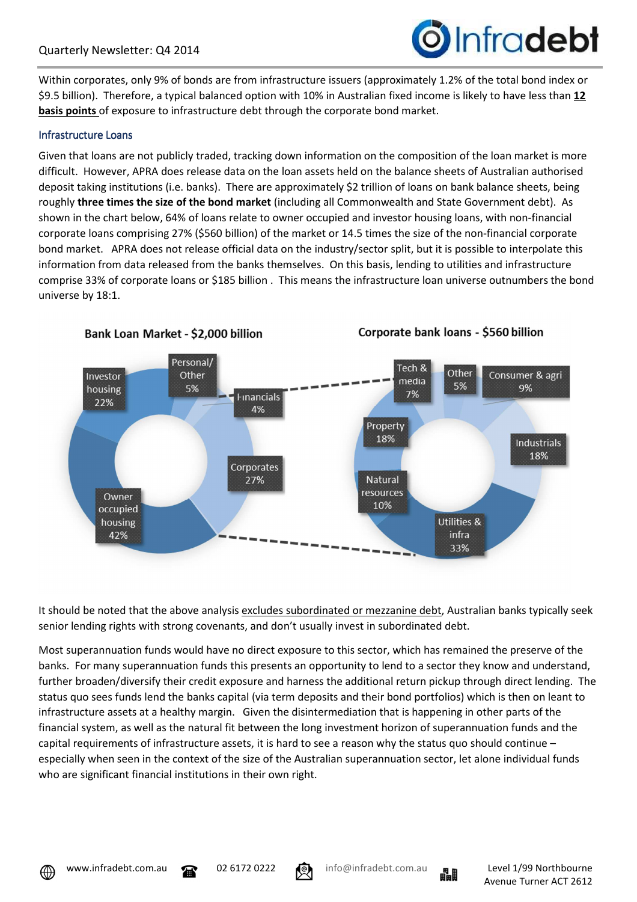Within corporates, only 9% of bonds are from infrastructure issuers (approximately 1.2% of the total bond index or $9.5 billion). Therefore, a typical balanced option with 10% in Australian fixed income is likely to have less than **12 basis points** of exposure to infrastructure debt through the corporate bond market.

## Infrastructure Loans

Given that loans are not publicly traded, tracking down information on the composition of the loan market is more difficult. However, APRA does release data on the loan assets held on the balance sheets of Australian authorised deposit taking institutions (i.e. banks). There are approximately $2 trillion of loans on bank balance sheets, being roughly **three times the size of the bond market** (including all Commonwealth and State Government debt). As shown in the chart below, 64% of loans relate to owner occupied and investor housing loans, with non-financial corporate loans comprising 27% ($560 billion) of the market or 14.5 times the size of the non-financial corporate bond market. APRA does not release official data on the industry/sector split, but it is possible to interpolate this information from data released from the banks themselves. On this basis, lending to utilities and infrastructure comprise 33% of corporate loans or $185 billion . This means the infrastructure loan universe outnumbers the bond universe by 18:1.

**Bank Loan Market - $2,000 billion**

| Segment | Share |
|---|---|
| Owner occupied housing | 42% |
| Investor housing | 22% |
| Personal/Other | 5% |
| Financials | 4% |
| Corporates | 27% |

**Corporate bank loans - $560 billion**

| Sector | Share |
|---|---|
| Utilities & infra | 33% |
| Industrials | 18% |
| Property | 18% |
| Natural resources | 10% |
| Consumer & agri | 9% |
| Tech & media | 7% |
| Other | 5% |

It should be noted that the above analysis excludes subordinated or mezzanine debt, Australian banks typically seek senior lending rights with strong covenants, and don't usually invest in subordinated debt.

Most superannuation funds would have no direct exposure to this sector, which has remained the preserve of the banks. For many superannuation funds this presents an opportunity to lend to a sector they know and understand, further broaden/diversify their credit exposure and harness the additional return pickup through direct lending. The status quo sees funds lend the banks capital (via term deposits and their bond portfolios) which is then on leant to infrastructure assets at a healthy margin. Given the disintermediation that is happening in other parts of the financial system, as well as the natural fit between the long investment horizon of superannuation funds and the capital requirements of infrastructure assets, it is hard to see a reason why the status quo should continue – especially when seen in the context of the size of the Australian superannuation sector, let alone individual funds who are significant financial institutions in their own right.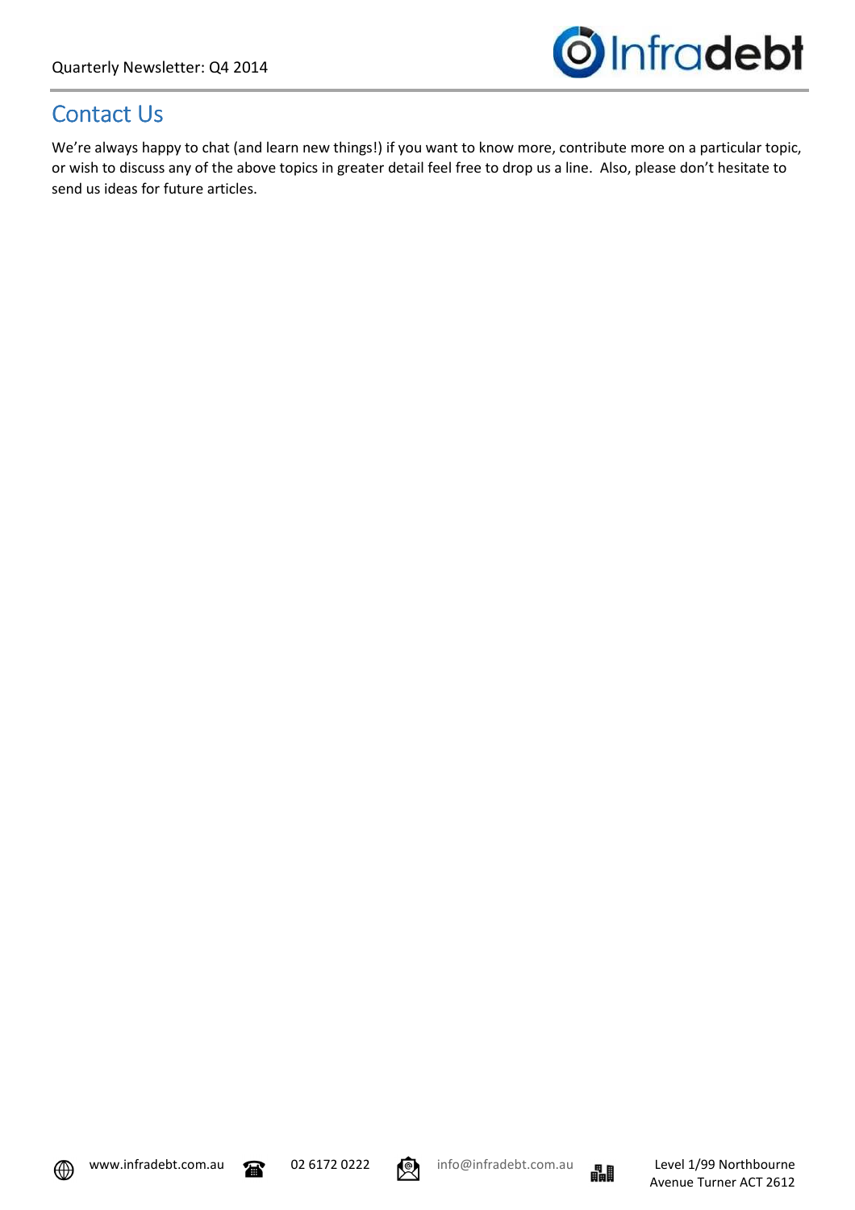## Contact Us

We're always happy to chat (and learn new things!) if you want to know more, contribute more on a particular topic, or wish to discuss any of the above topics in greater detail feel free to drop us a line. Also, please don't hesitate to send us ideas for future articles.

www.infradebt.com.au

02 6172 0222

info@infradebt.com.au

Level 1/99 Northbourne Avenue Turner ACT 2612